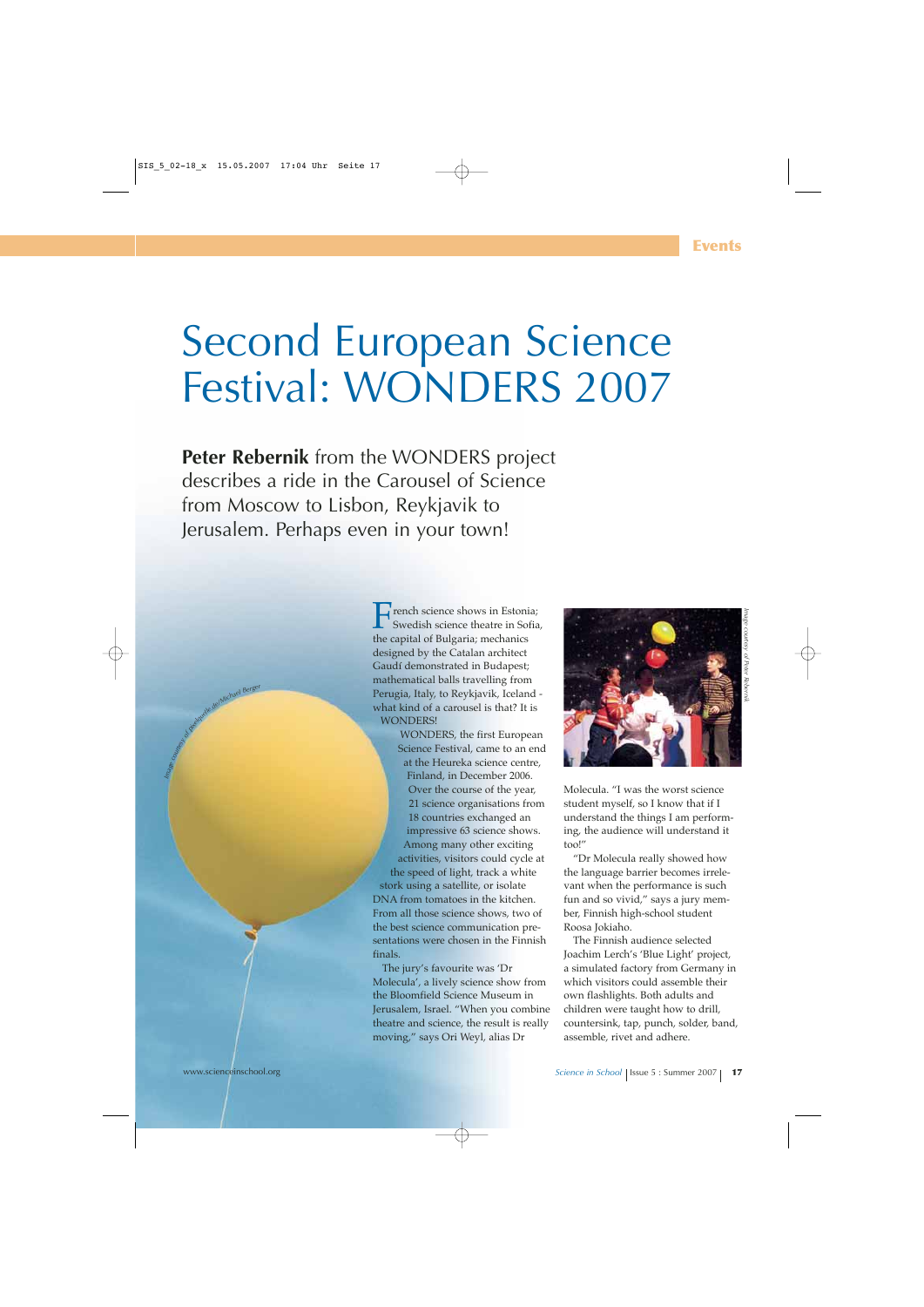# Second European Science Festival: WONDERS 2007

**Peter Rebernik** from the WONDERS project describes a ride in the Carousel of Science from Moscow to Lisbon, Reykjavik to Jerusalem. Perhaps even in your town!

Image courtesy of pixelquelle.de/Michael Berger

French science shows in Estonia; Swedish science theatre in Sofia, the capital of Bulgaria; mechanics designed by the Catalan architect Gaudí demonstrated in Budapest; mathematical balls travelling from Perugia, Italy, to Reykjavik, Iceland - what kind of a carousel is that? It is WONDERS!

WONDERS, the first European Science Festival, came to an end at the Heureka science centre, Finland, in December 2006. Over the course of the year, 21 science organisations from 18 countries exchanged an impressive 63 science shows. Among many other exciting activities, visitors could cycle at the speed of light, track a white stork using a satellite, or isolate DNA from tomatoes in the kitchen. From all those science shows, two of the best science communication presentations were chosen in the Finnish finals.

The jury's favourite was 'Dr Molecula', a lively science show from the Bloomfield Science Museum in Jerusalem, Israel. "When you combine theatre and science, the result is really moving," says Ori Weyl, alias Dr Molecula. "I was the worst science student myself, so I know that if I understand the things I am performing, the audience will understand it too!"

Image courtesy of Peter Rebernik

"Dr Molecula really showed how the language barrier becomes irrelevant when the performance is such fun and so vivid," says a jury member, Finnish high-school student Roosa Jokiaho.

The Finnish audience selected Joachim Lerch's 'Blue Light' project, a simulated factory from Germany in which visitors could assemble their own flashlights. Both adults and children were taught how to drill, countersink, tap, punch, solder, band, assemble, rivet and adhere.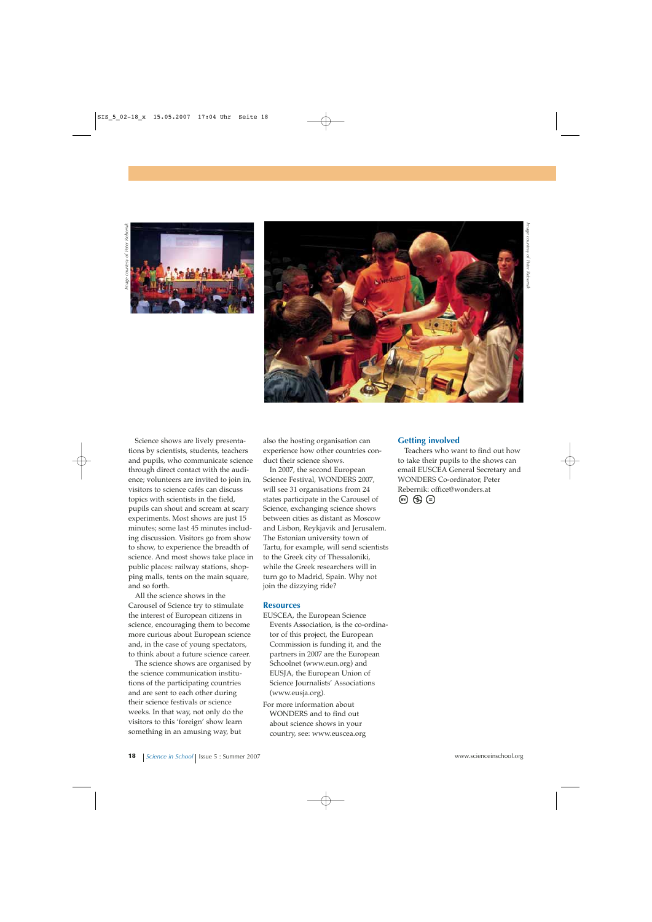*Image courtesy of Peter Rebernik*

*Image courtesy of Peter Rebernik*

Science shows are lively presentations by scientists, students, teachers and pupils, who communicate science through direct contact with the audience; volunteers are invited to join in, visitors to science cafés can discuss topics with scientists in the field, pupils can shout and scream at scary experiments. Most shows are just 15 minutes; some last 45 minutes including discussion. Visitors go from show to show, to experience the breadth of science. And most shows take place in public places: railway stations, shopping malls, tents on the main square, and so forth.

All the science shows in the Carousel of Science try to stimulate the interest of European citizens in science, encouraging them to become more curious about European science and, in the case of young spectators, to think about a future science career.

The science shows are organised by the science communication institutions of the participating countries and are sent to each other during their science festivals or science weeks. In that way, not only do the visitors to this 'foreign' show learn something in an amusing way, but also the hosting organisation can experience how other countries conduct their science shows.

In 2007, the second European Science Festival, WONDERS 2007, will see 31 organisations from 24 states participate in the Carousel of Science, exchanging science shows between cities as distant as Moscow and Lisbon, Reykjavik and Jerusalem. The Estonian university town of Tartu, for example, will send scientists to the Greek city of Thessaloniki, while the Greek researchers will in turn go to Madrid, Spain. Why not join the dizzying ride?

## Resources

EUSCEA, the European Science Events Association, is the co-ordinator of this project, the European Commission is funding it, and the partners in 2007 are the European Schoolnet (www.eun.org) and EUSJA, the European Union of Science Journalists' Associations (www.eusja.org).

For more information about WONDERS and to find out about science shows in your country, see: www.euscea.org

## Getting involved

Teachers who want to find out how to take their pupils to the shows can email EUSCEA General Secretary and WONDERS Co-ordinator, Peter Rebernik: office@wonders.at